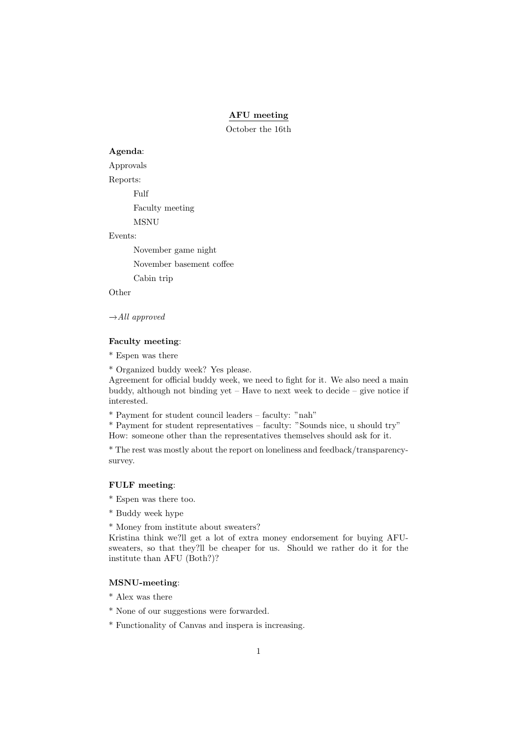**AFU meeting**

October the 16th

**Agenda**:

Approvals

Reports:

- Fulf
- Faculty meeting
- MSNU

Events:

- November game night
- November basement coffee
- Cabin trip

Other

→*All approved*

**Faculty meeting**:

* Espen was there

* Organized buddy week? Yes please.
Agreement for official buddy week, we need to fight for it. We also need a main buddy, although not binding yet – Have to next week to decide – give notice if interested.

* Payment for student council leaders – faculty: "nah"
* Payment for student representatives – faculty: "Sounds nice, u should try"
How: someone other than the representatives themselves should ask for it.

* The rest was mostly about the report on loneliness and feedback/transparency-survey.

**FULF meeting**:

* Espen was there too.

* Buddy week hype

* Money from institute about sweaters?
Kristina think we?ll get a lot of extra money endorsement for buying AFU-sweaters, so that they?ll be cheaper for us. Should we rather do it for the institute than AFU (Both?)?

**MSNU-meeting**:

* Alex was there

* None of our suggestions were forwarded.

* Functionality of Canvas and inspera is increasing.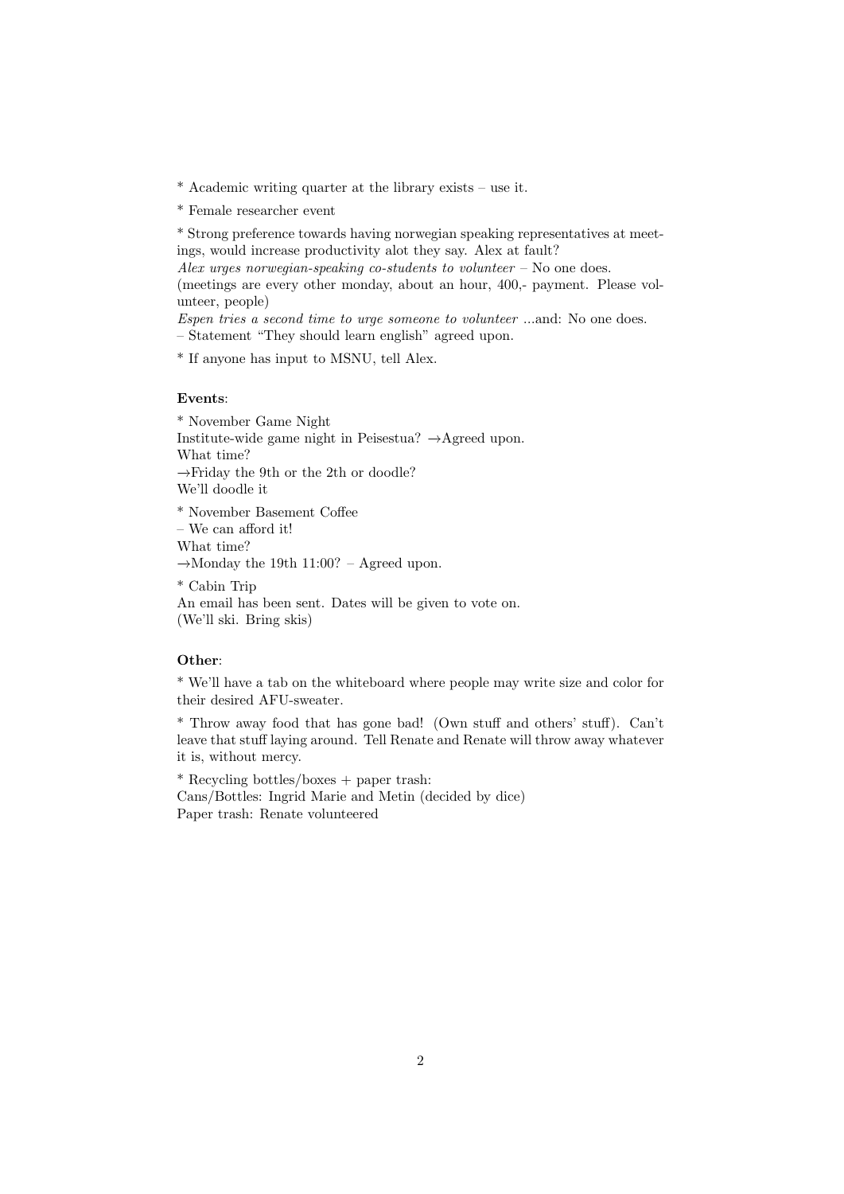* Academic writing quarter at the library exists – use it.

* Female researcher event

* Strong preference towards having norwegian speaking representatives at meetings, would increase productivity alot they say. Alex at fault?
*Alex urges norwegian-speaking co-students to volunteer* – No one does.
(meetings are every other monday, about an hour, 400,- payment. Please volunteer, people)
*Espen tries a second time to urge someone to volunteer* ...and: No one does.
– Statement "They should learn english" agreed upon.

* If anyone has input to MSNU, tell Alex.

**Events**:

* November Game Night
Institute-wide game night in Peisestua? →Agreed upon.
What time?
→Friday the 9th or the 2th or doodle?
We'll doodle it

* November Basement Coffee
– We can afford it!
What time?
→Monday the 19th 11:00? – Agreed upon.

* Cabin Trip
An email has been sent. Dates will be given to vote on.
(We'll ski. Bring skis)

**Other**:

* We'll have a tab on the whiteboard where people may write size and color for their desired AFU-sweater.

* Throw away food that has gone bad! (Own stuff and others' stuff). Can't leave that stuff laying around. Tell Renate and Renate will throw away whatever it is, without mercy.

* Recycling bottles/boxes + paper trash:
Cans/Bottles: Ingrid Marie and Metin (decided by dice)
Paper trash: Renate volunteered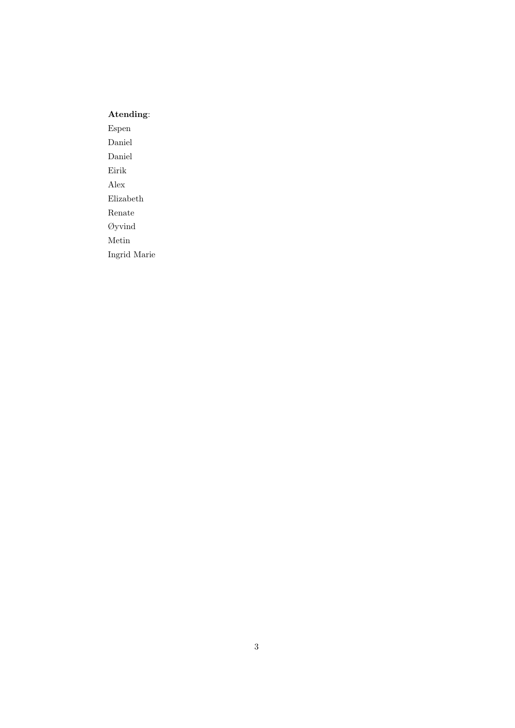**Atending**:

Espen

Daniel

Daniel

Eirik

Alex

Elizabeth

Renate

Øyvind

Metin

Ingrid Marie